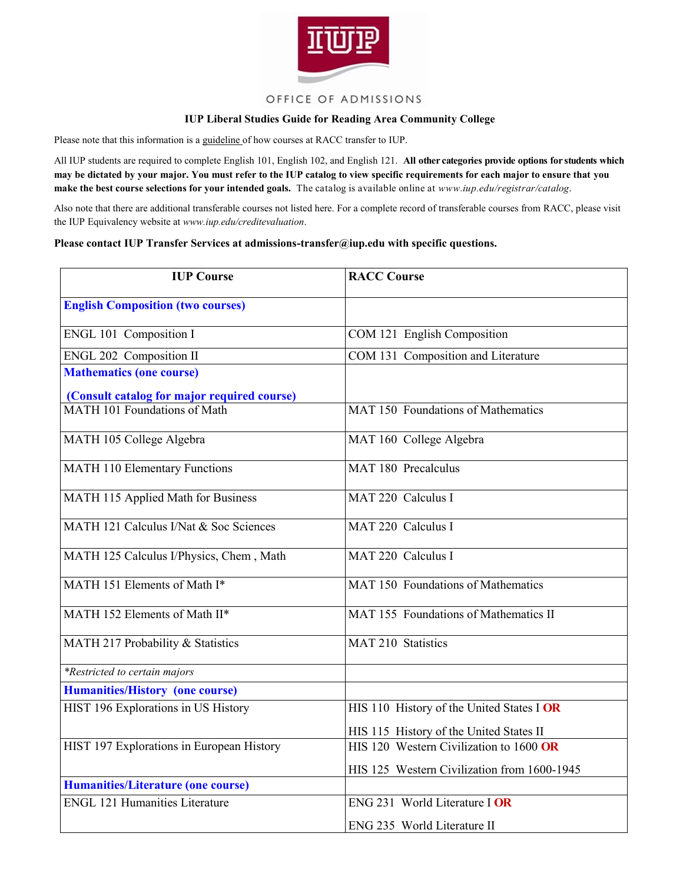OFFICE OF ADMISSIONS

## IUP Liberal Studies Guide for Reading Area Community College

Please note that this information is a guideline of how courses at RACC transfer to IUP.

All IUP students are required to complete English 101, English 102, and English 121. **All other categories provide options for students which may be dictated by your major. You must refer to the IUP catalog to view specific requirements for each major to ensure that you make the best course selections for your intended goals.** The catalog is available online at *www.iup.edu/registrar/catalog*.

Also note that there are additional transferable courses not listed here. For a complete record of transferable courses from RACC, please visit the IUP Equivalency website at *www.iup.edu/creditevaluation*.

**Please contact IUP Transfer Services at admissions-transfer@iup.edu with specific questions.**

| IUP Course | RACC Course |
| --- | --- |
| **English Composition (two courses)** | |
| ENGL 101 Composition I | COM 121 English Composition |
| ENGL 202 Composition II | COM 131 Composition and Literature |
| **Mathematics (one course)** **(Consult catalog for major required course)** | |
| MATH 101 Foundations of Math | MAT 150 Foundations of Mathematics |
| MATH 105 College Algebra | MAT 160 College Algebra |
| MATH 110 Elementary Functions | MAT 180 Precalculus |
| MATH 115 Applied Math for Business | MAT 220 Calculus I |
| MATH 121 Calculus I/Nat & Soc Sciences | MAT 220 Calculus I |
| MATH 125 Calculus I/Physics, Chem , Math | MAT 220 Calculus I |
| MATH 151 Elements of Math I* | MAT 150 Foundations of Mathematics |
| MATH 152 Elements of Math II* | MAT 155 Foundations of Mathematics II |
| MATH 217 Probability & Statistics | MAT 210 Statistics |
| *\*Restricted to certain majors* | |
| **Humanities/History (one course)** | |
| HIST 196 Explorations in US History | HIS 110 History of the United States I **OR** HIS 115 History of the United States II |
| HIST 197 Explorations in European History | HIS 120 Western Civilization to 1600 **OR** HIS 125 Western Civilization from 1600-1945 |
| **Humanities/Literature (one course)** | |
| ENGL 121 Humanities Literature | ENG 231 World Literature I **OR** ENG 235 World Literature II |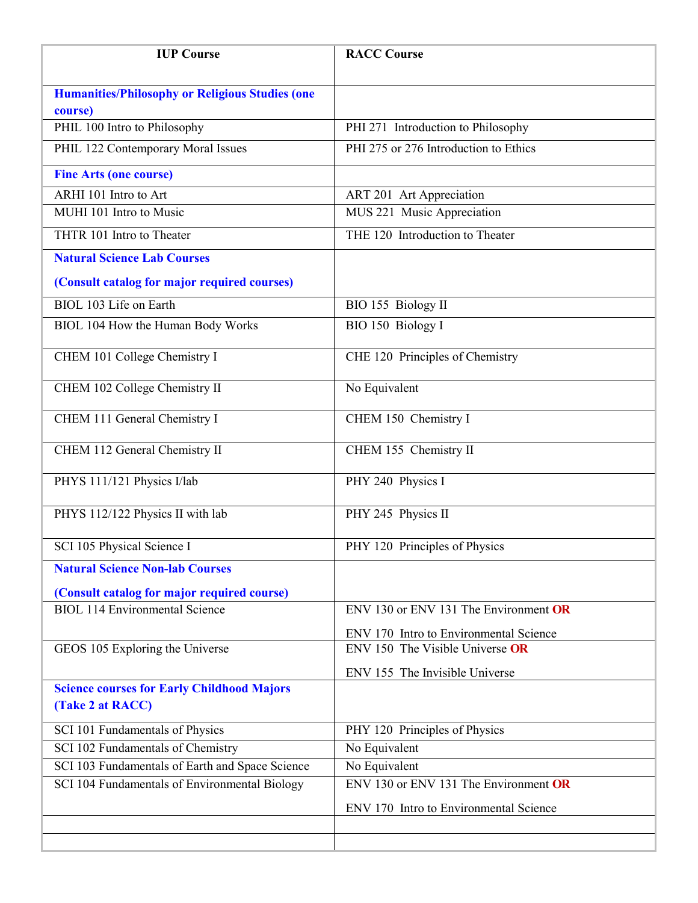| IUP Course | RACC Course |
| --- | --- |
| **Humanities/Philosophy or Religious Studies (one course)** | |
| PHIL 100 Intro to Philosophy | PHI 271 Introduction to Philosophy |
| PHIL 122 Contemporary Moral Issues | PHI 275 or 276 Introduction to Ethics |
| **Fine Arts (one course)** | |
| ARHI 101 Intro to Art | ART 201 Art Appreciation |
| MUHI 101 Intro to Music | MUS 221 Music Appreciation |
| THTR 101 Intro to Theater | THE 120 Introduction to Theater |
| **Natural Science Lab Courses (Consult catalog for major required courses)** | |
| BIOL 103 Life on Earth | BIO 155 Biology II |
| BIOL 104 How the Human Body Works | BIO 150 Biology I |
| CHEM 101 College Chemistry I | CHE 120 Principles of Chemistry |
| CHEM 102 College Chemistry II | No Equivalent |
| CHEM 111 General Chemistry I | CHEM 150 Chemistry I |
| CHEM 112 General Chemistry II | CHEM 155 Chemistry II |
| PHYS 111/121 Physics I/lab | PHY 240 Physics I |
| PHYS 112/122 Physics II with lab | PHY 245 Physics II |
| SCI 105 Physical Science I | PHY 120 Principles of Physics |
| **Natural Science Non-lab Courses (Consult catalog for major required course)** | |
| BIOL 114 Environmental Science | ENV 130 or ENV 131 The Environment **OR** ENV 170 Intro to Environmental Science |
| GEOS 105 Exploring the Universe | ENV 150 The Visible Universe **OR** ENV 155 The Invisible Universe |
| **Science courses for Early Childhood Majors (Take 2 at RACC)** | |
| SCI 101 Fundamentals of Physics | PHY 120 Principles of Physics |
| SCI 102 Fundamentals of Chemistry | No Equivalent |
| SCI 103 Fundamentals of Earth and Space Science | No Equivalent |
| SCI 104 Fundamentals of Environmental Biology | ENV 130 or ENV 131 The Environment **OR** ENV 170 Intro to Environmental Science |
| | |
| | |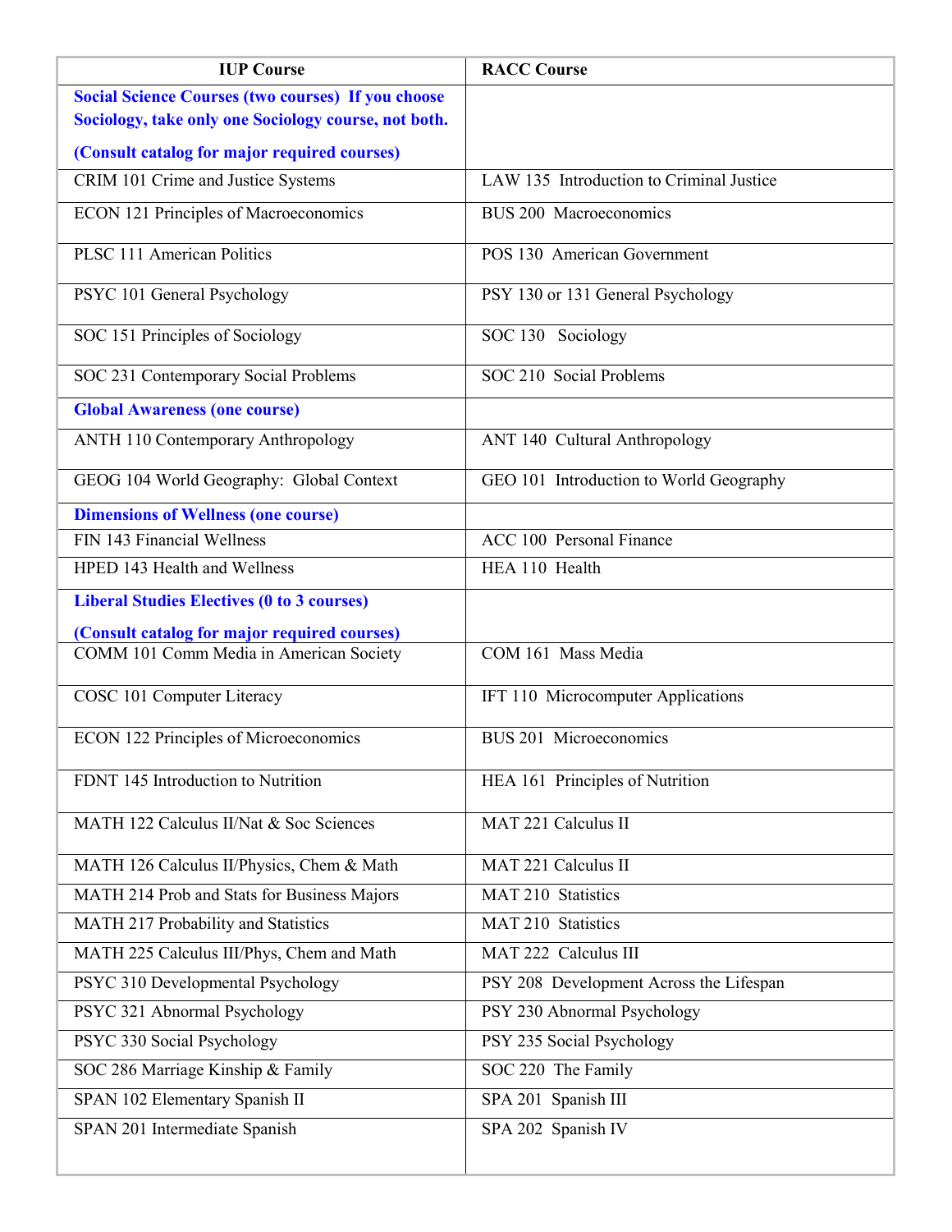| IUP Course | RACC Course |
| --- | --- |
| **Social Science Courses (two courses) If you choose Sociology, take only one Sociology course, not both.** **(Consult catalog for major required courses)** | |
| CRIM 101 Crime and Justice Systems | LAW 135 Introduction to Criminal Justice |
| ECON 121 Principles of Macroeconomics | BUS 200 Macroeconomics |
| PLSC 111 American Politics | POS 130 American Government |
| PSYC 101 General Psychology | PSY 130 or 131 General Psychology |
| SOC 151 Principles of Sociology | SOC 130 Sociology |
| SOC 231 Contemporary Social Problems | SOC 210 Social Problems |
| **Global Awareness (one course)** | |
| ANTH 110 Contemporary Anthropology | ANT 140 Cultural Anthropology |
| GEOG 104 World Geography: Global Context | GEO 101 Introduction to World Geography |
| **Dimensions of Wellness (one course)** | |
| FIN 143 Financial Wellness | ACC 100 Personal Finance |
| HPED 143 Health and Wellness | HEA 110 Health |
| **Liberal Studies Electives (0 to 3 courses)** **(Consult catalog for major required courses)** | |
| COMM 101 Comm Media in American Society | COM 161 Mass Media |
| COSC 101 Computer Literacy | IFT 110 Microcomputer Applications |
| ECON 122 Principles of Microeconomics | BUS 201 Microeconomics |
| FDNT 145 Introduction to Nutrition | HEA 161 Principles of Nutrition |
| MATH 122 Calculus II/Nat & Soc Sciences | MAT 221 Calculus II |
| MATH 126 Calculus II/Physics, Chem & Math | MAT 221 Calculus II |
| MATH 214 Prob and Stats for Business Majors | MAT 210 Statistics |
| MATH 217 Probability and Statistics | MAT 210 Statistics |
| MATH 225 Calculus III/Phys, Chem and Math | MAT 222 Calculus III |
| PSYC 310 Developmental Psychology | PSY 208 Development Across the Lifespan |
| PSYC 321 Abnormal Psychology | PSY 230 Abnormal Psychology |
| PSYC 330 Social Psychology | PSY 235 Social Psychology |
| SOC 286 Marriage Kinship & Family | SOC 220 The Family |
| SPAN 102 Elementary Spanish II | SPA 201 Spanish III |
| SPAN 201 Intermediate Spanish | SPA 202 Spanish IV |